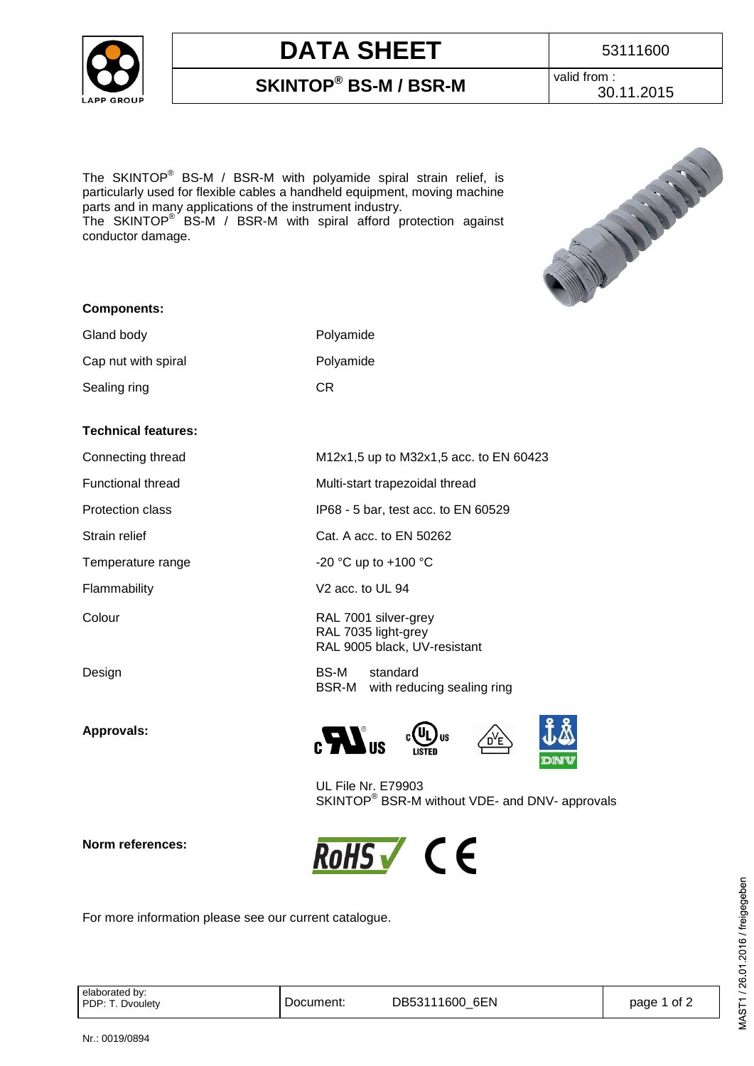# DATA SHEET

53111600

## SKINTOP® BS-M / BSR-M

valid from : 30.11.2015

The SKINTOP® BS-M / BSR-M with polyamide spiral strain relief, is particularly used for flexible cables a handheld equipment, moving machine parts and in many applications of the instrument industry.
The SKINTOP® BS-M / BSR-M with spiral afford protection against conductor damage.

**Components:**

| | |
|---|---|
| Gland body | Polyamide |
| Cap nut with spiral | Polyamide |
| Sealing ring | CR |

**Technical features:**

| | |
|---|---|
| Connecting thread | M12x1,5 up to M32x1,5 acc. to EN 60423 |
| Functional thread | Multi-start trapezoidal thread |
| Protection class | IP68 - 5 bar, test acc. to EN 60529 |
| Strain relief | Cat. A acc. to EN 50262 |
| Temperature range | -20 °C up to +100 °C |
| Flammability | V2 acc. to UL 94 |
| Colour | RAL 7001 silver-grey<br>RAL 7035 light-grey<br>RAL 9005 black, UV-resistant |
| Design | BS-M standard<br>BSR-M with reducing sealing ring |

**Approvals:**

UL File Nr. E79903
SKINTOP® BSR-M without VDE- and DNV- approvals

**Norm references:**

For more information please see our current catalogue.

| elaborated by: PDP: T. Dvoulety | Document: DB53111600_6EN |
|---|---|

Nr.: 0019/0894

MAST1 / 26.01.2016 / freigegeben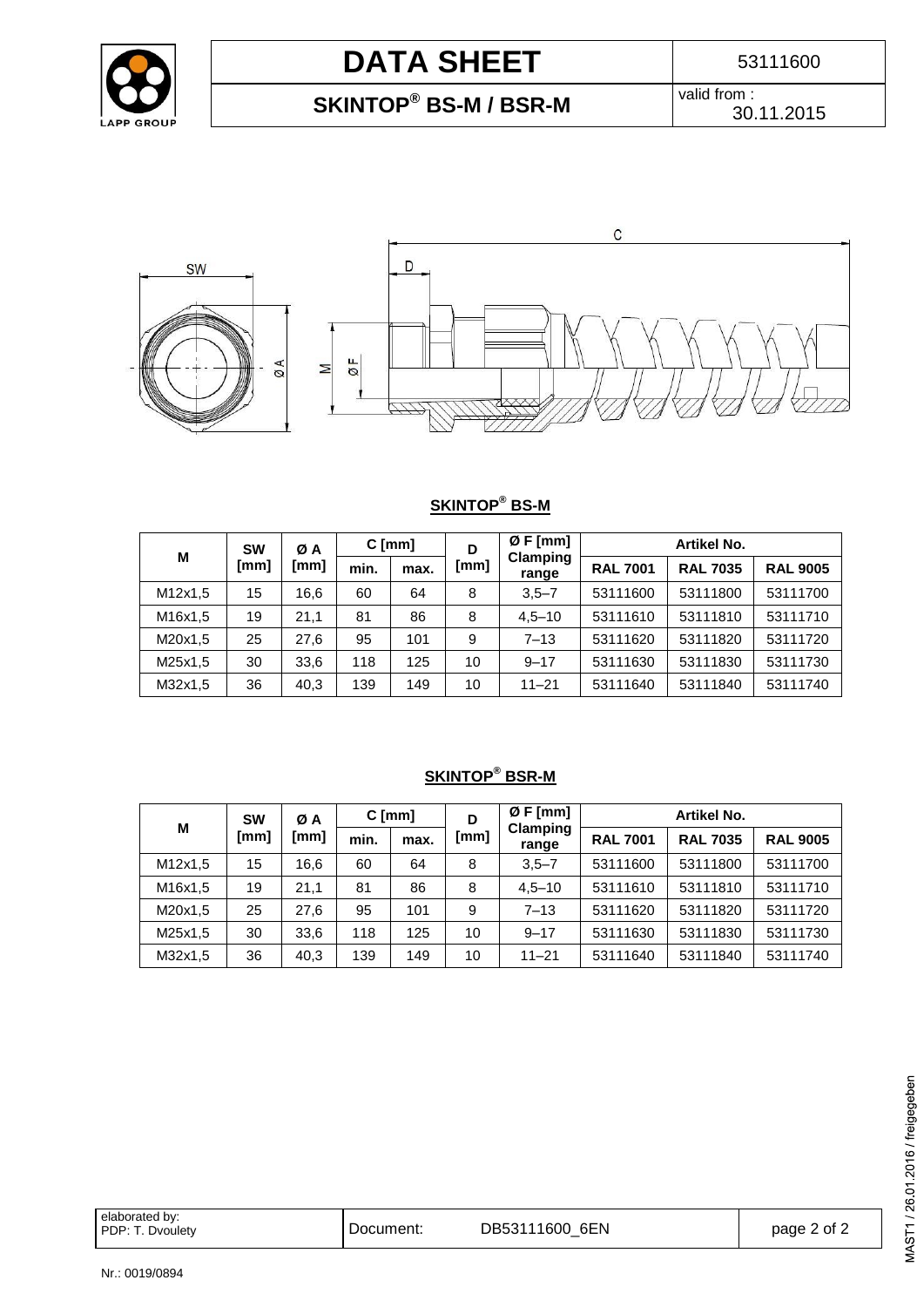# DATA SHEET

53111600

## SKINTOP® BS-M / BSR-M

valid from : 30.11.2015

SW

Ø A

M

Ø F

D

C

### SKINTOP® BS-M

| M | SW [mm] | Ø A [mm] | C [mm] | | D [mm] | Ø F [mm] Clamping range | Artikel No. | | |
|---|---|---|---|---|---|---|---|---|---|
| | | | min. | max. | | | RAL 7001 | RAL 7035 | RAL 9005 |
| M12x1,5 | 15 | 16,6 | 60 | 64 | 8 | 3,5–7 | 53111600 | 53111800 | 53111700 |
| M16x1,5 | 19 | 21,1 | 81 | 86 | 8 | 4,5–10 | 53111610 | 53111810 | 53111710 |
| M20x1,5 | 25 | 27,6 | 95 | 101 | 9 | 7–13 | 53111620 | 53111820 | 53111720 |
| M25x1,5 | 30 | 33,6 | 118 | 125 | 10 | 9–17 | 53111630 | 53111830 | 53111730 |
| M32x1,5 | 36 | 40,3 | 139 | 149 | 10 | 11–21 | 53111640 | 53111840 | 53111740 |

### SKINTOP® BSR-M

| M | SW [mm] | Ø A [mm] | C [mm] | | D [mm] | Ø F [mm] Clamping range | Artikel No. | | |
|---|---|---|---|---|---|---|---|---|---|
| | | | min. | max. | | | RAL 7001 | RAL 7035 | RAL 9005 |
| M12x1,5 | 15 | 16,6 | 60 | 64 | 8 | 3,5–7 | 53111600 | 53111800 | 53111700 |
| M16x1,5 | 19 | 21,1 | 81 | 86 | 8 | 4,5–10 | 53111610 | 53111810 | 53111710 |
| M20x1,5 | 25 | 27,6 | 95 | 101 | 9 | 7–13 | 53111620 | 53111820 | 53111720 |
| M25x1,5 | 30 | 33,6 | 118 | 125 | 10 | 9–17 | 53111630 | 53111830 | 53111730 |
| M32x1,5 | 36 | 40,3 | 139 | 149 | 10 | 11–21 | 53111640 | 53111840 | 53111740 |

elaborated by: PDP: T. Dvoulety | Document: DB53111600_6EN

MAST1 / 26.01.2016 / freigegeben

Nr.: 0019/0894